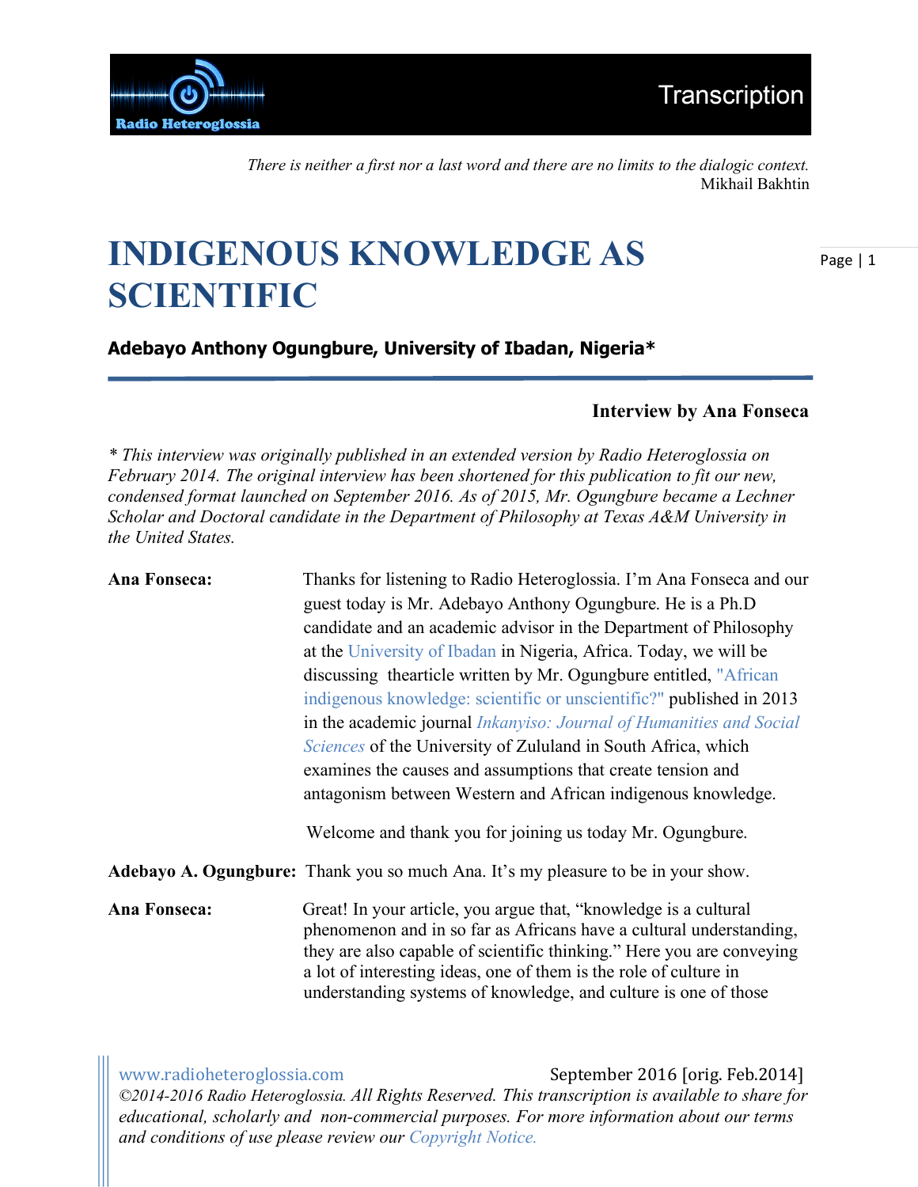Transcription

*There is neither a first nor a last word and there are no limits to the dialogic context.*
Mikhail Bakhtin

# INDIGENOUS KNOWLEDGE AS SCIENTIFIC

**Adebayo Anthony Ogungbure, University of Ibadan, Nigeria***

**Interview by Ana Fonseca**

*\* This interview was originally published in an extended version by Radio Heteroglossia on February 2014. The original interview has been shortened for this publication to fit our new, condensed format launched on September 2016. As of 2015, Mr. Ogungbure became a Lechner Scholar and Doctoral candidate in the Department of Philosophy at Texas A&M University in the United States.*

**Ana Fonseca:** Thanks for listening to Radio Heteroglossia. I'm Ana Fonseca and our guest today is Mr. Adebayo Anthony Ogungbure. He is a Ph.D candidate and an academic advisor in the Department of Philosophy at the University of Ibadan in Nigeria, Africa. Today, we will be discussing thearticle written by Mr. Ogungbure entitled, "African indigenous knowledge: scientific or unscientific?" published in 2013 in the academic journal *Inkanyiso: Journal of Humanities and Social Sciences* of the University of Zululand in South Africa, which examines the causes and assumptions that create tension and antagonism between Western and African indigenous knowledge.

Welcome and thank you for joining us today Mr. Ogungbure.

**Adebayo A. Ogungbure:** Thank you so much Ana. It's my pleasure to be in your show.

**Ana Fonseca:** Great! In your article, you argue that, "knowledge is a cultural phenomenon and in so far as Africans have a cultural understanding, they are also capable of scientific thinking." Here you are conveying a lot of interesting ideas, one of them is the role of culture in understanding systems of knowledge, and culture is one of those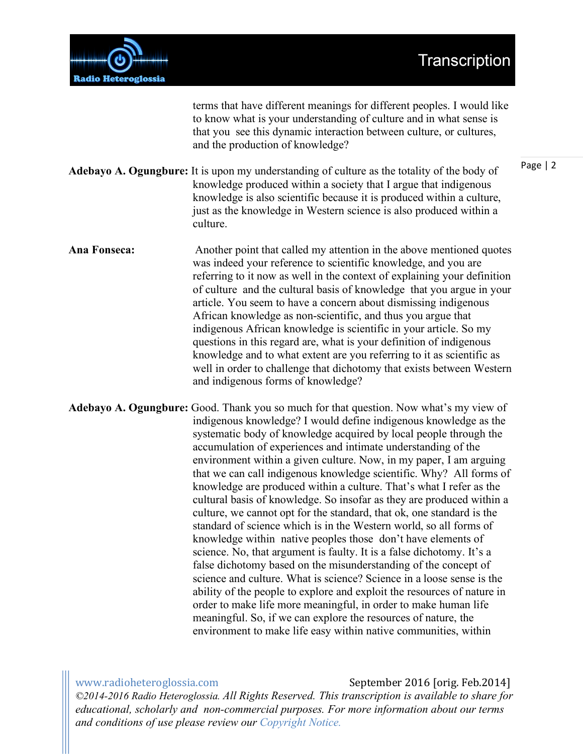terms that have different meanings for different peoples. I would like to know what is your understanding of culture and in what sense is that you see this dynamic interaction between culture, or cultures, and the production of knowledge?

**Adebayo A. Ogungbure:** It is upon my understanding of culture as the totality of the body of knowledge produced within a society that I argue that indigenous knowledge is also scientific because it is produced within a culture, just as the knowledge in Western science is also produced within a culture.

**Ana Fonseca:** Another point that called my attention in the above mentioned quotes was indeed your reference to scientific knowledge, and you are referring to it now as well in the context of explaining your definition of culture and the cultural basis of knowledge that you argue in your article. You seem to have a concern about dismissing indigenous African knowledge as non-scientific, and thus you argue that indigenous African knowledge is scientific in your article. So my questions in this regard are, what is your definition of indigenous knowledge and to what extent are you referring to it as scientific as well in order to challenge that dichotomy that exists between Western and indigenous forms of knowledge?

**Adebayo A. Ogungbure:** Good. Thank you so much for that question. Now what's my view of indigenous knowledge? I would define indigenous knowledge as the systematic body of knowledge acquired by local people through the accumulation of experiences and intimate understanding of the environment within a given culture. Now, in my paper, I am arguing that we can call indigenous knowledge scientific. Why? All forms of knowledge are produced within a culture. That's what I refer as the cultural basis of knowledge. So insofar as they are produced within a culture, we cannot opt for the standard, that ok, one standard is the standard of science which is in the Western world, so all forms of knowledge within native peoples those don't have elements of science. No, that argument is faulty. It is a false dichotomy. It's a false dichotomy based on the misunderstanding of the concept of science and culture. What is science? Science in a loose sense is the ability of the people to explore and exploit the resources of nature in order to make life more meaningful, in order to make human life meaningful. So, if we can explore the resources of nature, the environment to make life easy within native communities, within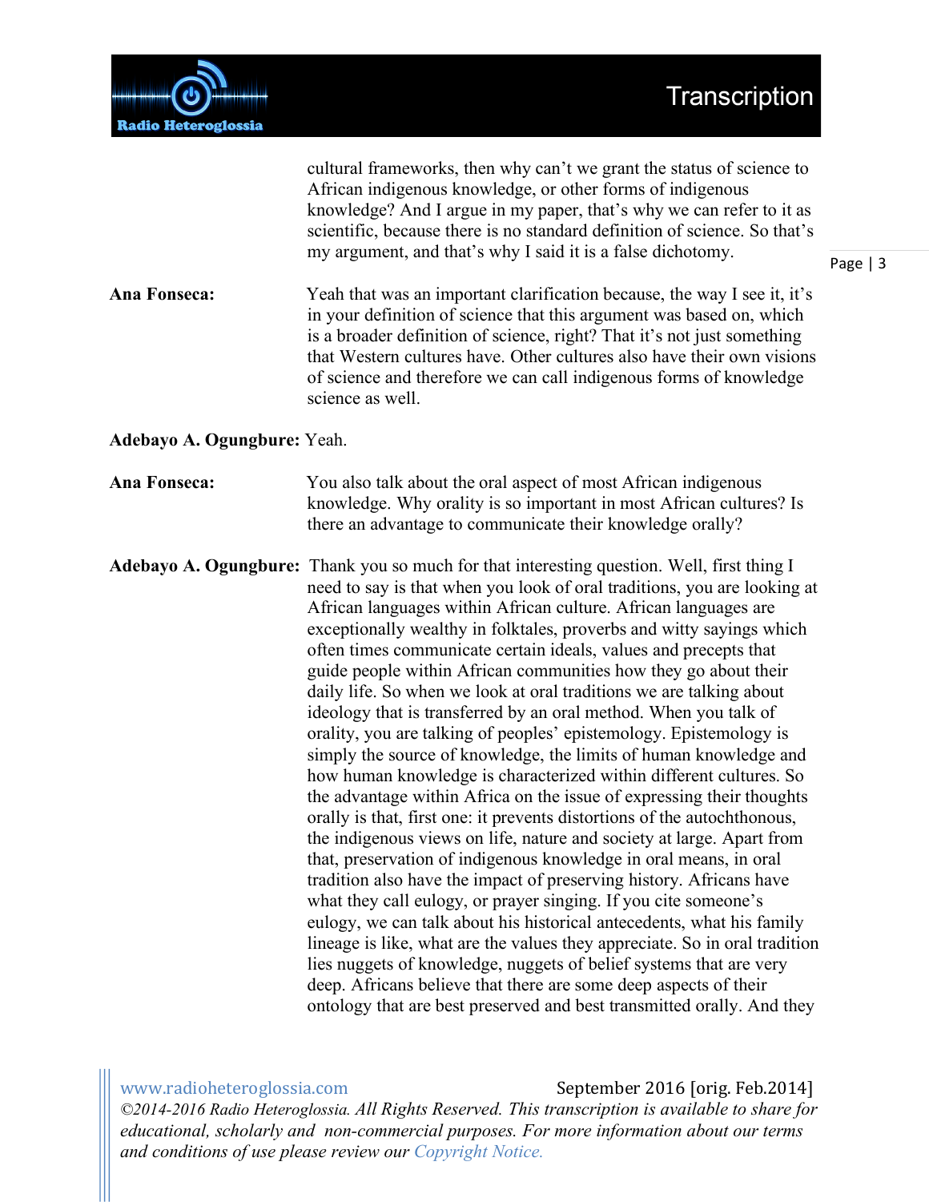cultural frameworks, then why can't we grant the status of science to African indigenous knowledge, or other forms of indigenous knowledge? And I argue in my paper, that's why we can refer to it as scientific, because there is no standard definition of science. So that's my argument, and that's why I said it is a false dichotomy.

**Ana Fonseca:** Yeah that was an important clarification because, the way I see it, it's in your definition of science that this argument was based on, which is a broader definition of science, right? That it's not just something that Western cultures have. Other cultures also have their own visions of science and therefore we can call indigenous forms of knowledge science as well.

**Adebayo A. Ogungbure:** Yeah.

**Ana Fonseca:** You also talk about the oral aspect of most African indigenous knowledge. Why orality is so important in most African cultures? Is there an advantage to communicate their knowledge orally?

**Adebayo A. Ogungbure:** Thank you so much for that interesting question. Well, first thing I need to say is that when you look of oral traditions, you are looking at African languages within African culture. African languages are exceptionally wealthy in folktales, proverbs and witty sayings which often times communicate certain ideals, values and precepts that guide people within African communities how they go about their daily life. So when we look at oral traditions we are talking about ideology that is transferred by an oral method. When you talk of orality, you are talking of peoples' epistemology. Epistemology is simply the source of knowledge, the limits of human knowledge and how human knowledge is characterized within different cultures. So the advantage within Africa on the issue of expressing their thoughts orally is that, first one: it prevents distortions of the autochthonous, the indigenous views on life, nature and society at large. Apart from that, preservation of indigenous knowledge in oral means, in oral tradition also have the impact of preserving history. Africans have what they call eulogy, or prayer singing. If you cite someone's eulogy, we can talk about his historical antecedents, what his family lineage is like, what are the values they appreciate. So in oral tradition lies nuggets of knowledge, nuggets of belief systems that are very deep. Africans believe that there are some deep aspects of their ontology that are best preserved and best transmitted orally. And they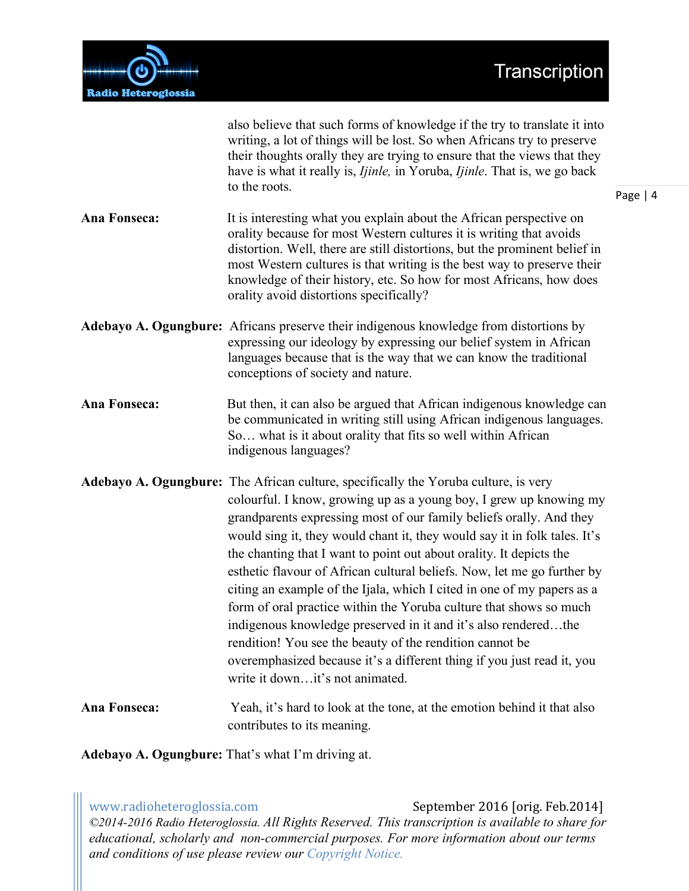also believe that such forms of knowledge if the try to translate it into writing, a lot of things will be lost. So when Africans try to preserve their thoughts orally they are trying to ensure that the views that they have is what it really is, *Ijinle,* in Yoruba, *Ijinle*. That is, we go back to the roots.

**Ana Fonseca:** It is interesting what you explain about the African perspective on orality because for most Western cultures it is writing that avoids distortion. Well, there are still distortions, but the prominent belief in most Western cultures is that writing is the best way to preserve their knowledge of their history, etc. So how for most Africans, how does orality avoid distortions specifically?

**Adebayo A. Ogungbure:** Africans preserve their indigenous knowledge from distortions by expressing our ideology by expressing our belief system in African languages because that is the way that we can know the traditional conceptions of society and nature.

**Ana Fonseca:** But then, it can also be argued that African indigenous knowledge can be communicated in writing still using African indigenous languages. So… what is it about orality that fits so well within African indigenous languages?

**Adebayo A. Ogungbure:** The African culture, specifically the Yoruba culture, is very colourful. I know, growing up as a young boy, I grew up knowing my grandparents expressing most of our family beliefs orally. And they would sing it, they would chant it, they would say it in folk tales. It's the chanting that I want to point out about orality. It depicts the esthetic flavour of African cultural beliefs. Now, let me go further by citing an example of the Ijala, which I cited in one of my papers as a form of oral practice within the Yoruba culture that shows so much indigenous knowledge preserved in it and it's also rendered…the rendition! You see the beauty of the rendition cannot be overemphasized because it's a different thing if you just read it, you write it down…it's not animated.

**Ana Fonseca:** Yeah, it's hard to look at the tone, at the emotion behind it that also contributes to its meaning.

**Adebayo A. Ogungbure:** That's what I'm driving at.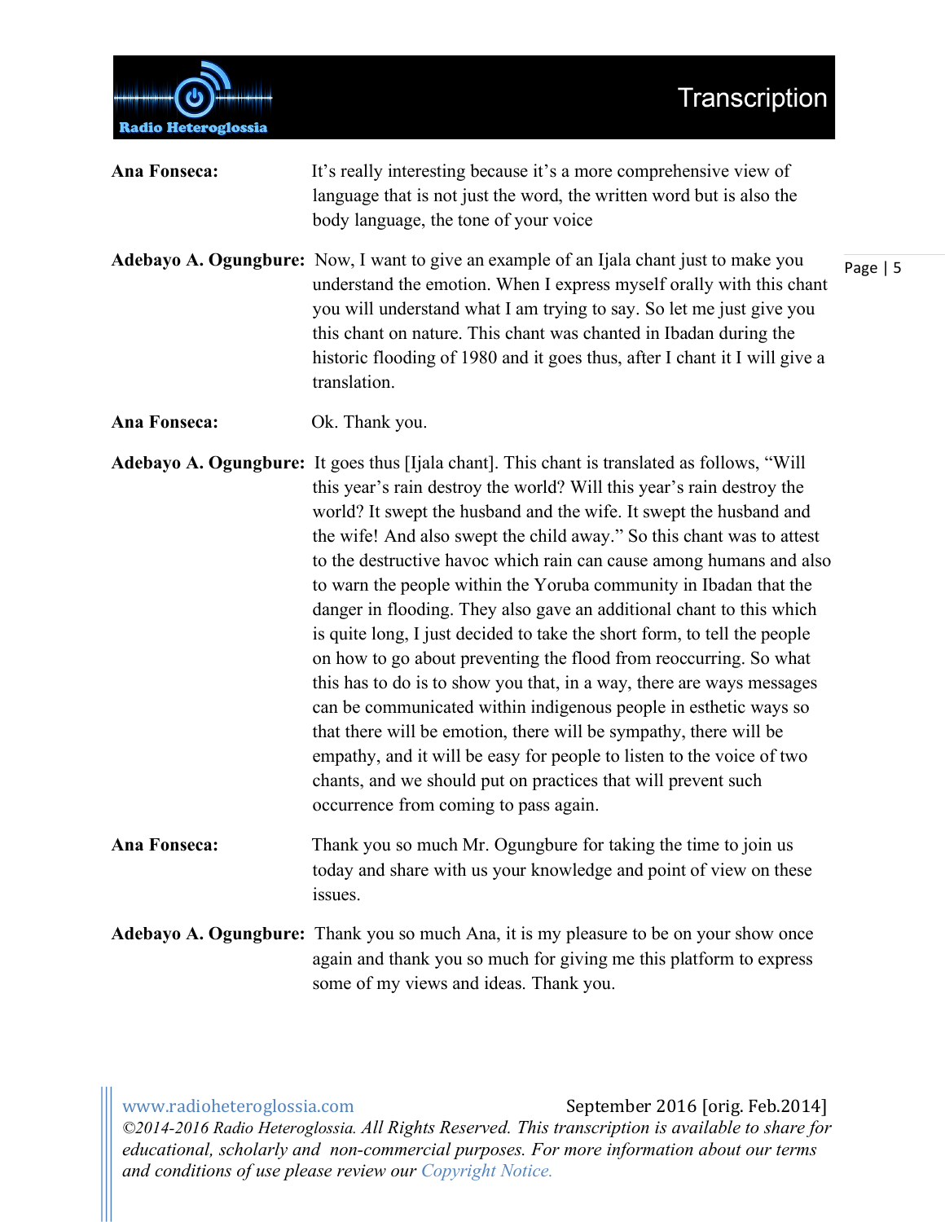**Ana Fonseca:** It's really interesting because it's a more comprehensive view of language that is not just the word, the written word but is also the body language, the tone of your voice

**Adebayo A. Ogungbure:** Now, I want to give an example of an Ijala chant just to make you understand the emotion. When I express myself orally with this chant you will understand what I am trying to say. So let me just give you this chant on nature. This chant was chanted in Ibadan during the historic flooding of 1980 and it goes thus, after I chant it I will give a translation.

**Ana Fonseca:** Ok. Thank you.

**Adebayo A. Ogungbure:** It goes thus [Ijala chant]. This chant is translated as follows, "Will this year's rain destroy the world? Will this year's rain destroy the world? It swept the husband and the wife. It swept the husband and the wife! And also swept the child away." So this chant was to attest to the destructive havoc which rain can cause among humans and also to warn the people within the Yoruba community in Ibadan that the danger in flooding. They also gave an additional chant to this which is quite long, I just decided to take the short form, to tell the people on how to go about preventing the flood from reoccurring. So what this has to do is to show you that, in a way, there are ways messages can be communicated within indigenous people in esthetic ways so that there will be emotion, there will be sympathy, there will be empathy, and it will be easy for people to listen to the voice of two chants, and we should put on practices that will prevent such occurrence from coming to pass again.

**Ana Fonseca:** Thank you so much Mr. Ogungbure for taking the time to join us today and share with us your knowledge and point of view on these issues.

**Adebayo A. Ogungbure:** Thank you so much Ana, it is my pleasure to be on your show once again and thank you so much for giving me this platform to express some of my views and ideas. Thank you.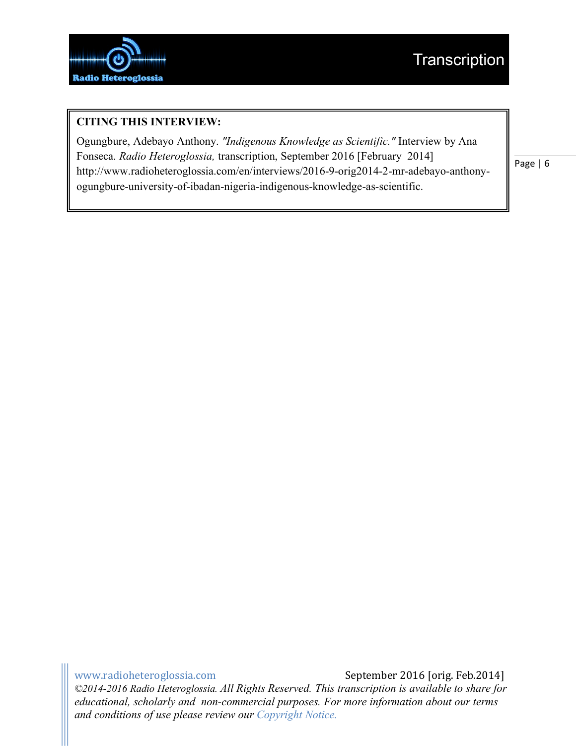**CITING THIS INTERVIEW:**

Ogungbure, Adebayo Anthony. *"Indigenous Knowledge as Scientific."* Interview by Ana Fonseca. *Radio Heteroglossia,* transcription, September 2016 [February 2014] http://www.radioheteroglossia.com/en/interviews/2016-9-orig2014-2-mr-adebayo-anthony-ogungbure-university-of-ibadan-nigeria-indigenous-knowledge-as-scientific.